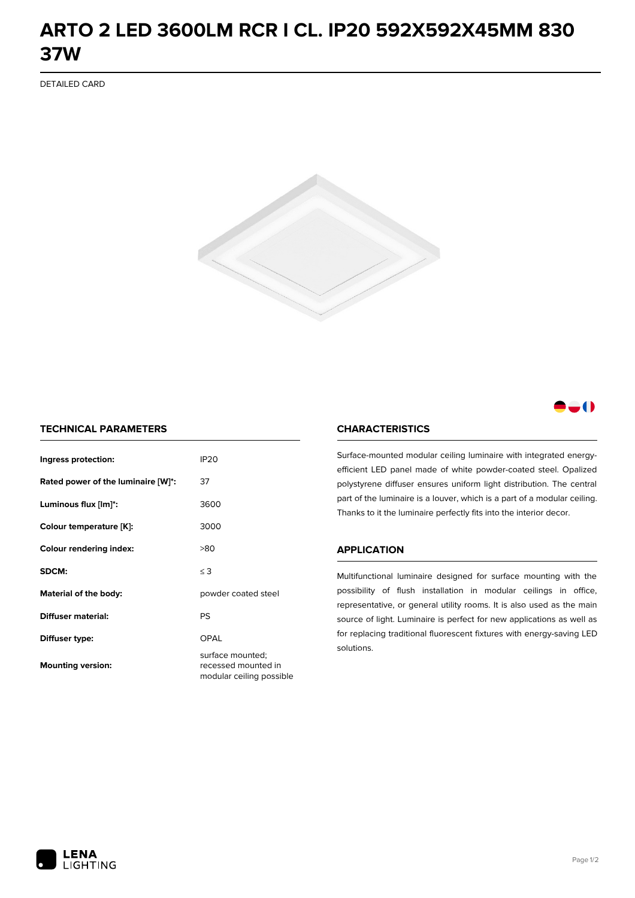# ARTO 2 LED 3600LM RCR I CL. IP20 592X592X45MM 830 37W

DETAILED CARD

## TECHNICAL PARAMETERS

| | |
|---|---|
| **Ingress protection:** | IP20 |
| **Rated power of the luminaire [W]*:** | 37 |
| **Luminous flux [lm]*:** | 3600 |
| **Colour temperature [K]:** | 3000 |
| **Colour rendering index:** | >80 |
| **SDCM:** | ≤ 3 |
| **Material of the body:** | powder coated steel |
| **Diffuser material:** | PS |
| **Diffuser type:** | OPAL |
| **Mounting version:** | surface mounted; recessed mounted in modular ceiling possible |

## CHARACTERISTICS

Surface-mounted modular ceiling luminaire with integrated energy-efficient LED panel made of white powder-coated steel. Opalized polystyrene diffuser ensures uniform light distribution. The central part of the luminaire is a louver, which is a part of a modular ceiling. Thanks to it the luminaire perfectly fits into the interior decor.

## APPLICATION

Multifunctional luminaire designed for surface mounting with the possibility of flush installation in modular ceilings in office, representative, or general utility rooms. It is also used as the main source of light. Luminaire is perfect for new applications as well as for replacing traditional fluorescent fixtures with energy-saving LED solutions.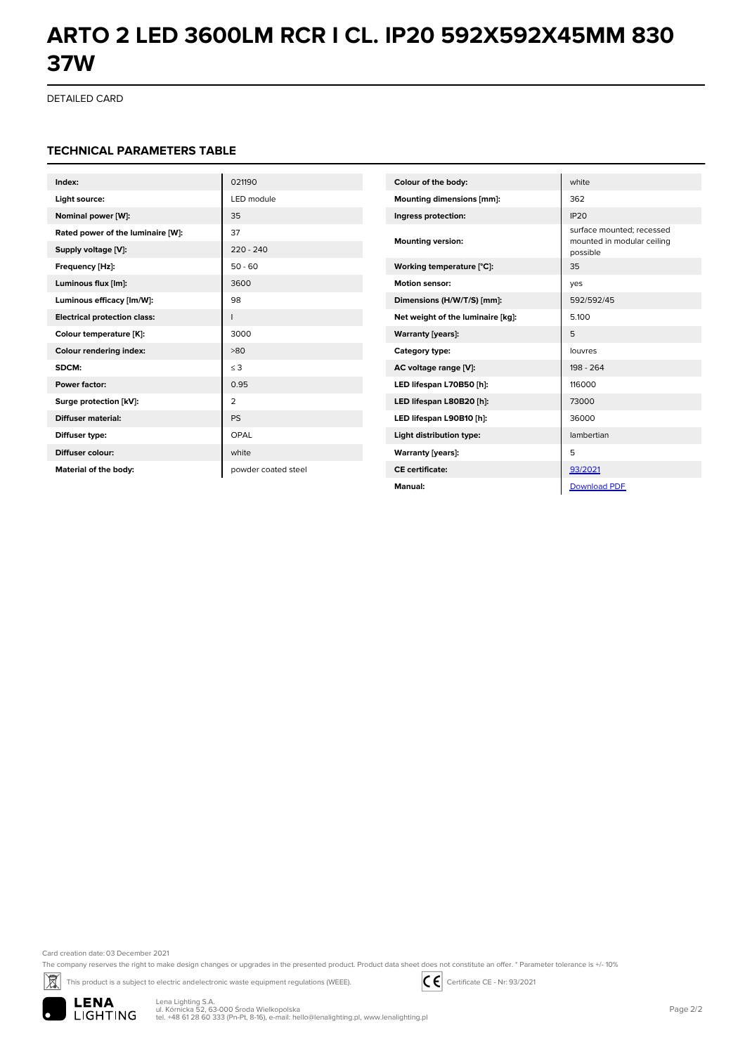# ARTO 2 LED 3600LM RCR I CL. IP20 592X592X45MM 830 37W

DETAILED CARD

## TECHNICAL PARAMETERS TABLE

| | |
|---|---|
| **Index:** | 021190 |
| **Light source:** | LED module |
| **Nominal power [W]:** | 35 |
| **Rated power of the luminaire [W]:** | 37 |
| **Supply voltage [V]:** | 220 - 240 |
| **Frequency [Hz]:** | 50 - 60 |
| **Luminous flux [lm]:** | 3600 |
| **Luminous efficacy [lm/W]:** | 98 |
| **Electrical protection class:** | I |
| **Colour temperature [K]:** | 3000 |
| **Colour rendering index:** | >80 |
| **SDCM:** | ≤ 3 |
| **Power factor:** | 0.95 |
| **Surge protection [kV]:** | 2 |
| **Diffuser material:** | PS |
| **Diffuser type:** | OPAL |
| **Diffuser colour:** | white |
| **Material of the body:** | powder coated steel |

| | |
|---|---|
| **Colour of the body:** | white |
| **Mounting dimensions [mm]:** | 362 |
| **Ingress protection:** | IP20 |
| **Mounting version:** | surface mounted; recessed mounted in modular ceiling possible |
| **Working temperature [°C]:** | 35 |
| **Motion sensor:** | yes |
| **Dimensions (H/W/T/S) [mm]:** | 592/592/45 |
| **Net weight of the luminaire [kg]:** | 5.100 |
| **Warranty [years]:** | 5 |
| **Category type:** | louvres |
| **AC voltage range [V]:** | 198 - 264 |
| **LED lifespan L70B50 [h]:** | 116000 |
| **LED lifespan L80B20 [h]:** | 73000 |
| **LED lifespan L90B10 [h]:** | 36000 |
| **Light distribution type:** | lambertian |
| **Warranty [years]:** | 5 |
| **CE certificate:** | 93/2021 |
| **Manual:** | Download PDF |

Card creation date: 03 December 2021

The company reserves the right to make design changes or upgrades in the presented product. Product data sheet does not constitute an offer. * Parameter tolerance is +/- 10%

This product is a subject to electric andelectronic waste equipment regulations (WEEE).

Certificate CE - Nr: 93/2021

LENA LIGHTING

Lena Lighting S.A.
ul. Kórnicka 52, 63-000 Środa Wielkopolska
tel. +48 61 28 60 333 (Pn-Pt, 8-16), e-mail: hello@lenalighting.pl, www.lenalighting.pl